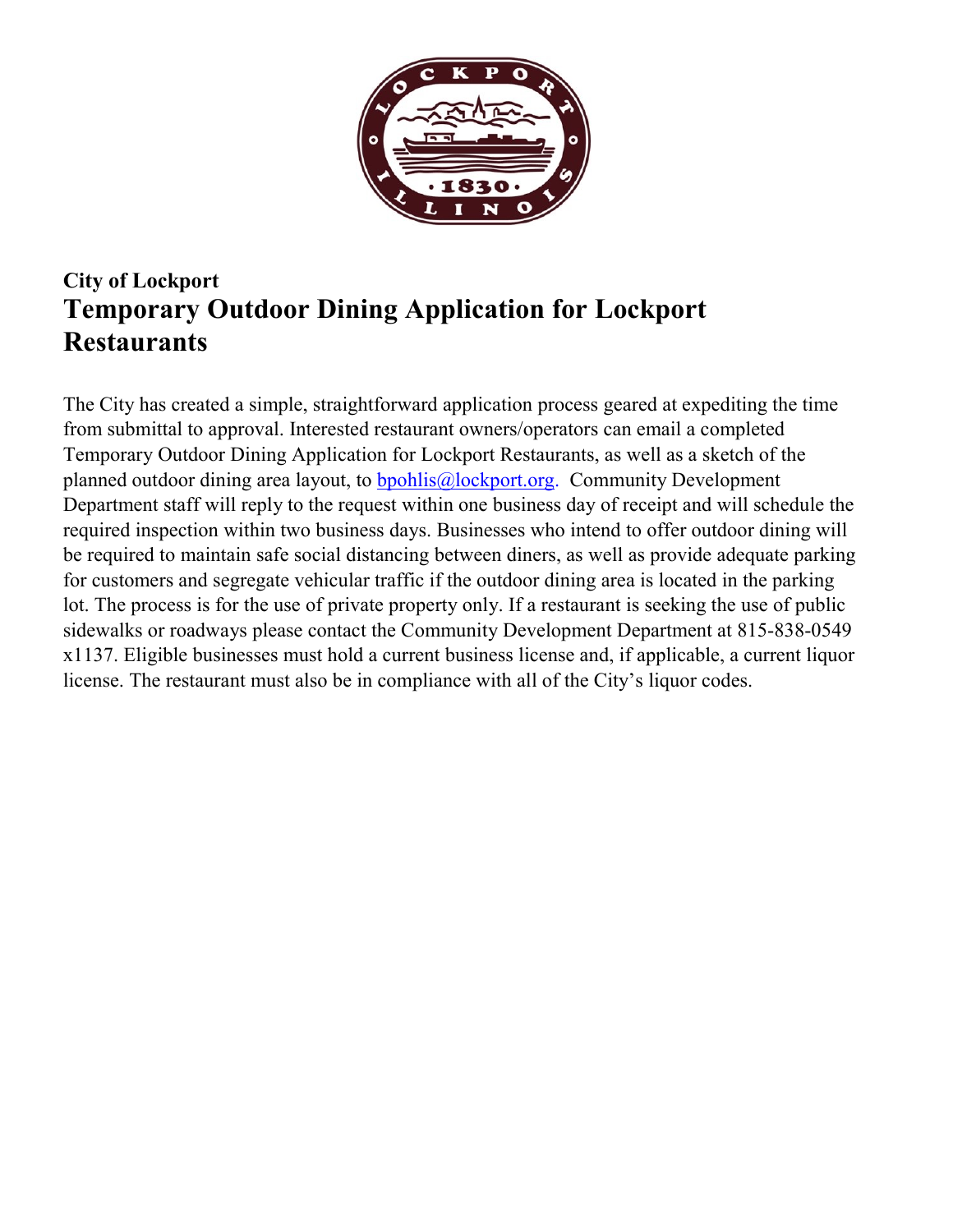**City of Lockport**

# Temporary Outdoor Dining Application for Lockport Restaurants

The City has created a simple, straightforward application process geared at expediting the time from submittal to approval. Interested restaurant owners/operators can email a completed Temporary Outdoor Dining Application for Lockport Restaurants, as well as a sketch of the planned outdoor dining area layout, to bpohlis@lockport.org. Community Development Department staff will reply to the request within one business day of receipt and will schedule the required inspection within two business days. Businesses who intend to offer outdoor dining will be required to maintain safe social distancing between diners, as well as provide adequate parking for customers and segregate vehicular traffic if the outdoor dining area is located in the parking lot. The process is for the use of private property only. If a restaurant is seeking the use of public sidewalks or roadways please contact the Community Development Department at 815-838-0549 x1137. Eligible businesses must hold a current business license and, if applicable, a current liquor license. The restaurant must also be in compliance with all of the City's liquor codes.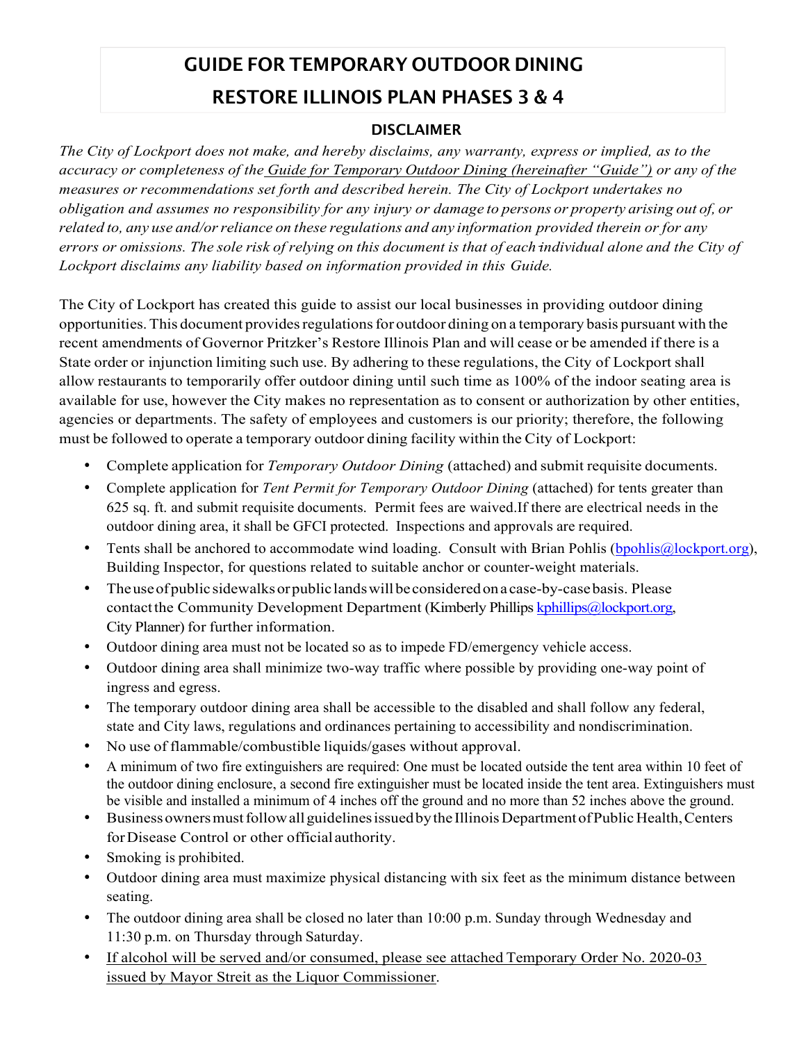# GUIDE FOR TEMPORARY OUTDOOR DINING
# RESTORE ILLINOIS PLAN PHASES 3 & 4

## DISCLAIMER

*The City of Lockport does not make, and hereby disclaims, any warranty, express or implied, as to the accuracy or completeness of the Guide for Temporary Outdoor Dining (hereinafter "Guide") or any of the measures or recommendations set forth and described herein. The City of Lockport undertakes no obligation and assumes no responsibility for any injury or damage to persons or property arising out of, or related to, any use and/or reliance on these regulations and any information provided therein or for any errors or omissions. The sole risk of relying on this document is that of each individual alone and the City of Lockport disclaims any liability based on information provided in this Guide.*

The City of Lockport has created this guide to assist our local businesses in providing outdoor dining opportunities. This document provides regulations for outdoor dining on a temporary basis pursuant with the recent amendments of Governor Pritzker's Restore Illinois Plan and will cease or be amended if there is a State order or injunction limiting such use. By adhering to these regulations, the City of Lockport shall allow restaurants to temporarily offer outdoor dining until such time as 100% of the indoor seating area is available for use, however the City makes no representation as to consent or authorization by other entities, agencies or departments. The safety of employees and customers is our priority; therefore, the following must be followed to operate a temporary outdoor dining facility within the City of Lockport:

- Complete application for *Temporary Outdoor Dining* (attached) and submit requisite documents.
- Complete application for *Tent Permit for Temporary Outdoor Dining* (attached) for tents greater than 625 sq. ft. and submit requisite documents. Permit fees are waived.If there are electrical needs in the outdoor dining area, it shall be GFCI protected. Inspections and approvals are required.
- Tents shall be anchored to accommodate wind loading. Consult with Brian Pohlis (bpohlis@lockport.org), Building Inspector, for questions related to suitable anchor or counter-weight materials.
- The use of public sidewalks or public lands will be considered on a case-by-case basis. Please contact the Community Development Department (Kimberly Phillips kphillips@lockport.org, City Planner) for further information.
- Outdoor dining area must not be located so as to impede FD/emergency vehicle access.
- Outdoor dining area shall minimize two-way traffic where possible by providing one-way point of ingress and egress.
- The temporary outdoor dining area shall be accessible to the disabled and shall follow any federal, state and City laws, regulations and ordinances pertaining to accessibility and nondiscrimination.
- No use of flammable/combustible liquids/gases without approval.
- A minimum of two fire extinguishers are required: One must be located outside the tent area within 10 feet of the outdoor dining enclosure, a second fire extinguisher must be located inside the tent area. Extinguishers must be visible and installed a minimum of 4 inches off the ground and no more than 52 inches above the ground.
- Business owners must follow all guidelines issued by the Illinois Department of Public Health, Centers for Disease Control or other official authority.
- Smoking is prohibited.
- Outdoor dining area must maximize physical distancing with six feet as the minimum distance between seating.
- The outdoor dining area shall be closed no later than 10:00 p.m. Sunday through Wednesday and 11:30 p.m. on Thursday through Saturday.
- If alcohol will be served and/or consumed, please see attached Temporary Order No. 2020-03 issued by Mayor Streit as the Liquor Commissioner.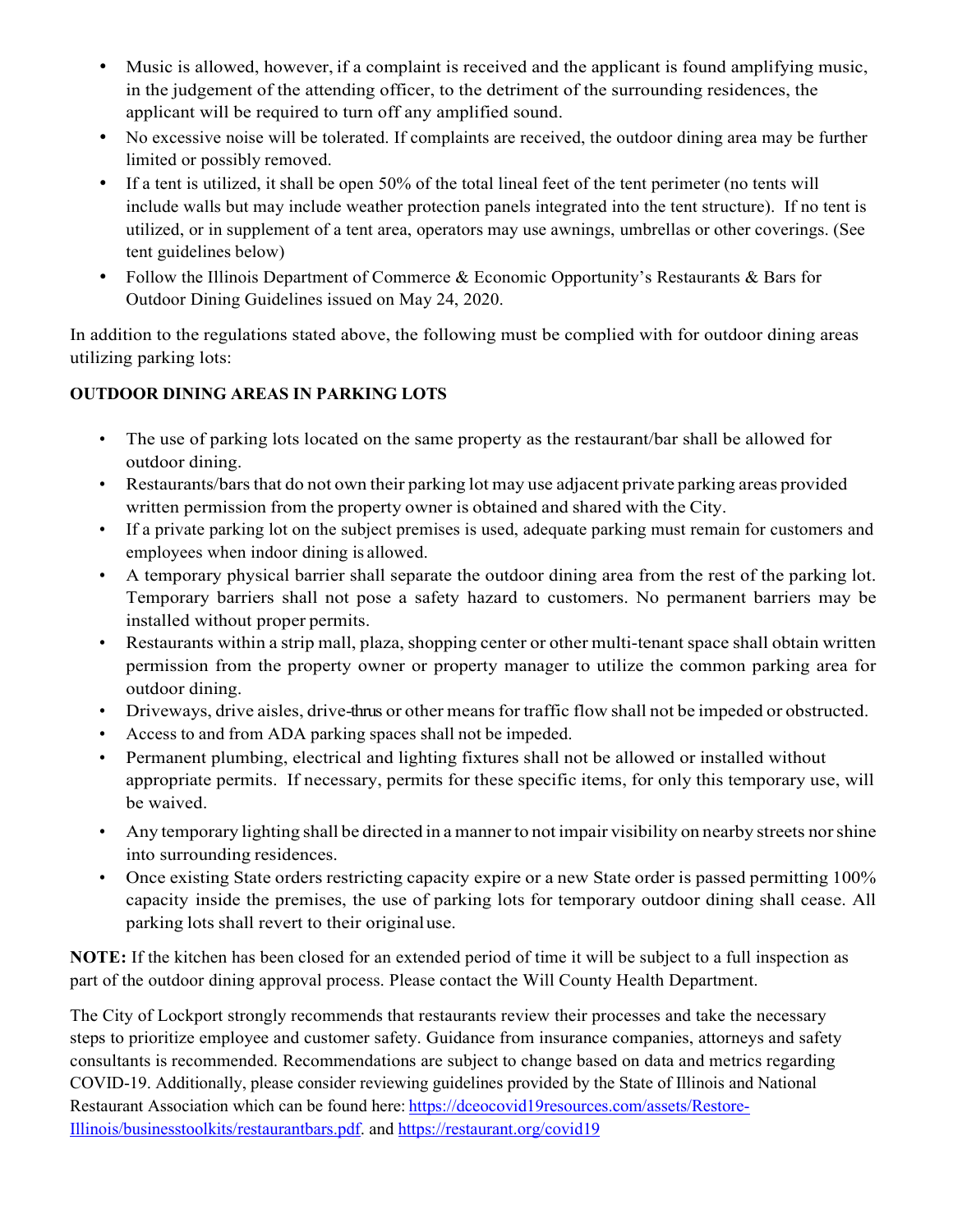- Music is allowed, however, if a complaint is received and the applicant is found amplifying music, in the judgement of the attending officer, to the detriment of the surrounding residences, the applicant will be required to turn off any amplified sound.
- No excessive noise will be tolerated. If complaints are received, the outdoor dining area may be further limited or possibly removed.
- If a tent is utilized, it shall be open 50% of the total lineal feet of the tent perimeter (no tents will include walls but may include weather protection panels integrated into the tent structure). If no tent is utilized, or in supplement of a tent area, operators may use awnings, umbrellas or other coverings. (See tent guidelines below)
- Follow the Illinois Department of Commerce & Economic Opportunity's Restaurants & Bars for Outdoor Dining Guidelines issued on May 24, 2020.

In addition to the regulations stated above, the following must be complied with for outdoor dining areas utilizing parking lots:

**OUTDOOR DINING AREAS IN PARKING LOTS**

- The use of parking lots located on the same property as the restaurant/bar shall be allowed for outdoor dining.
- Restaurants/bars that do not own their parking lot may use adjacent private parking areas provided written permission from the property owner is obtained and shared with the City.
- If a private parking lot on the subject premises is used, adequate parking must remain for customers and employees when indoor dining is allowed.
- A temporary physical barrier shall separate the outdoor dining area from the rest of the parking lot. Temporary barriers shall not pose a safety hazard to customers. No permanent barriers may be installed without proper permits.
- Restaurants within a strip mall, plaza, shopping center or other multi-tenant space shall obtain written permission from the property owner or property manager to utilize the common parking area for outdoor dining.
- Driveways, drive aisles, drive-thrus or other means for traffic flow shall not be impeded or obstructed.
- Access to and from ADA parking spaces shall not be impeded.
- Permanent plumbing, electrical and lighting fixtures shall not be allowed or installed without appropriate permits. If necessary, permits for these specific items, for only this temporary use, will be waived.
- Any temporary lighting shall be directed in a manner to not impair visibility on nearby streets nor shine into surrounding residences.
- Once existing State orders restricting capacity expire or a new State order is passed permitting 100% capacity inside the premises, the use of parking lots for temporary outdoor dining shall cease. All parking lots shall revert to their original use.

**NOTE:** If the kitchen has been closed for an extended period of time it will be subject to a full inspection as part of the outdoor dining approval process. Please contact the Will County Health Department.

The City of Lockport strongly recommends that restaurants review their processes and take the necessary steps to prioritize employee and customer safety. Guidance from insurance companies, attorneys and safety consultants is recommended. Recommendations are subject to change based on data and metrics regarding COVID-19. Additionally, please consider reviewing guidelines provided by the State of Illinois and National Restaurant Association which can be found here: [https://dceocovid19resources.com/assets/Restore-Illinois/businesstoolkits/restaurantbars.pdf](https://dceocovid19resources.com/assets/Restore-Illinois/businesstoolkits/restaurantbars.pdf). and [https://restaurant.org/covid19](https://restaurant.org/covid19)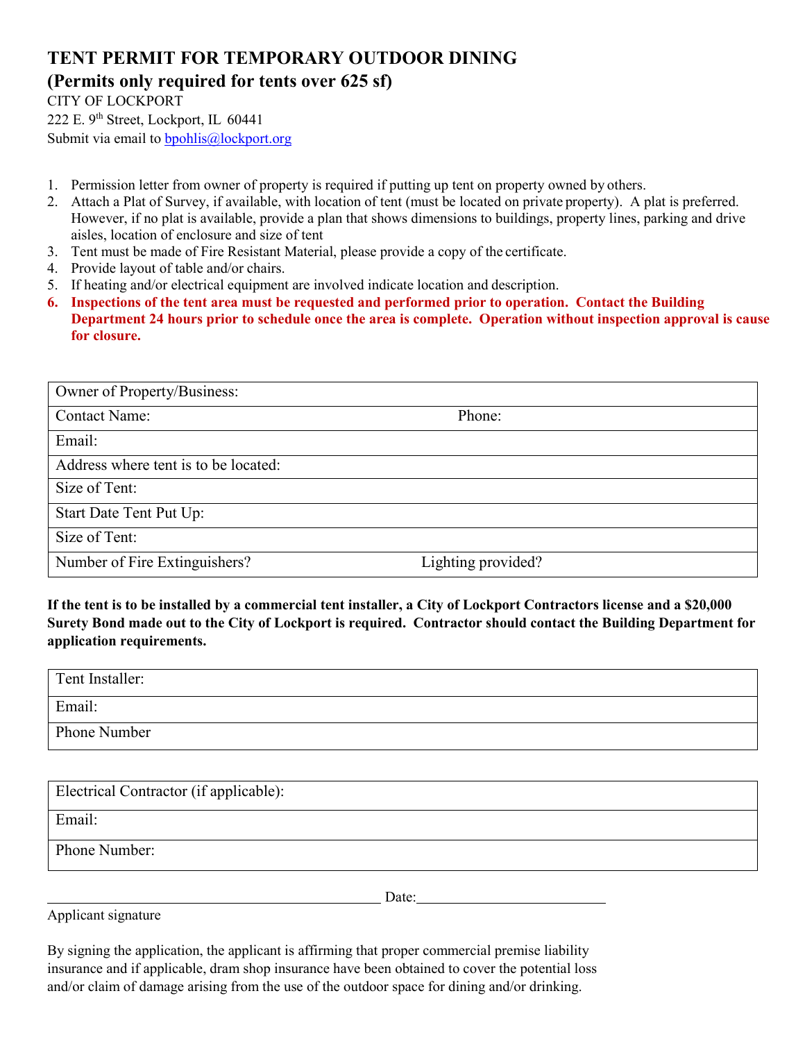# TENT PERMIT FOR TEMPORARY OUTDOOR DINING

## (Permits only required for tents over 625 sf)

CITY OF LOCKPORT
222 E. 9th Street, Lockport, IL 60441
Submit via email to bpohlis@lockport.org

1. Permission letter from owner of property is required if putting up tent on property owned by others.
2. Attach a Plat of Survey, if available, with location of tent (must be located on private property). A plat is preferred. However, if no plat is available, provide a plan that shows dimensions to buildings, property lines, parking and drive aisles, location of enclosure and size of tent
3. Tent must be made of Fire Resistant Material, please provide a copy of the certificate.
4. Provide layout of table and/or chairs.
5. If heating and/or electrical equipment are involved indicate location and description.
6. **Inspections of the tent area must be requested and performed prior to operation. Contact the Building Department 24 hours prior to schedule once the area is complete. Operation without inspection approval is cause for closure.**

| Owner of Property/Business: | |
|---|---|
| Contact Name: | Phone: |
| Email: | |
| Address where tent is to be located: | |
| Size of Tent: | |
| Start Date Tent Put Up: | |
| Size of Tent: | |
| Number of Fire Extinguishers? | Lighting provided? |

**If the tent is to be installed by a commercial tent installer, a City of Lockport Contractors license and a $20,000 Surety Bond made out to the City of Lockport is required. Contractor should contact the Building Department for application requirements.**

| Tent Installer: |
|---|
| Email: |
| Phone Number |

| Electrical Contractor (if applicable): |
|---|
| Email: |
| Phone Number: |

\_\_\_\_\_\_\_\_\_\_\_\_\_\_\_\_\_\_\_\_\_\_\_\_\_\_\_\_\_\_\_\_\_\_\_\_\_\_\_\_ Date:\_\_\_\_\_\_\_\_\_\_\_\_\_\_\_\_\_\_\_\_\_\_\_\_

Applicant signature

By signing the application, the applicant is affirming that proper commercial premise liability insurance and if applicable, dram shop insurance have been obtained to cover the potential loss and/or claim of damage arising from the use of the outdoor space for dining and/or drinking.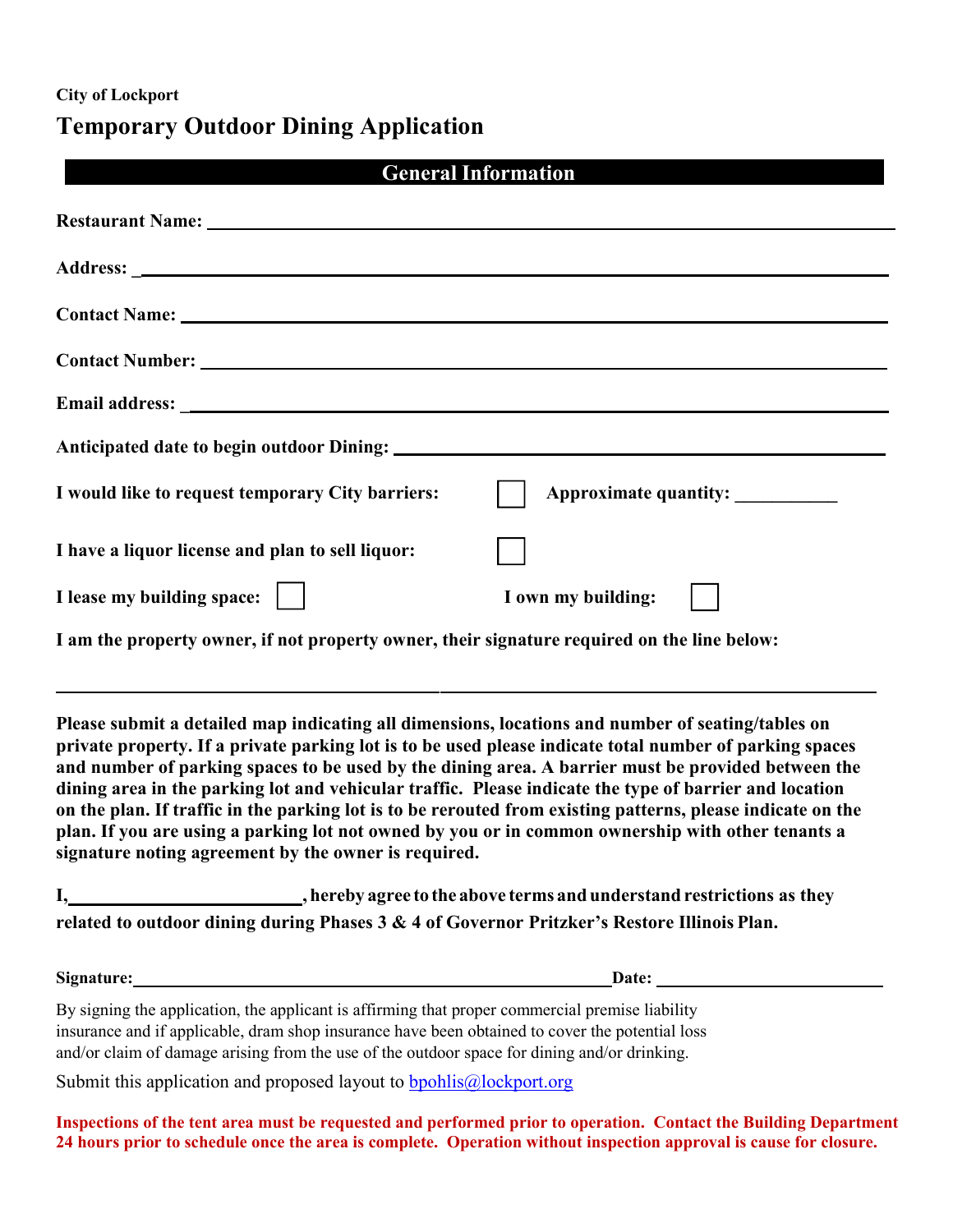**City of Lockport**

# Temporary Outdoor Dining Application

## General Information

**Restaurant Name:** ______________________________________________

**Address:** ______________________________________________

**Contact Name:** ______________________________________________

**Contact Number:** ______________________________________________

**Email address:** ______________________________________________

**Anticipated date to begin outdoor Dining:** ______________________________________________

**I would like to request temporary City barriers:** ☐ **Approximate quantity:** __________

**I have a liquor license and plan to sell liquor:** ☐

**I lease my building space:** ☐ **I own my building:** ☐

**I am the property owner, if not property owner, their signature required on the line below:**

______________________________________________

**Please submit a detailed map indicating all dimensions, locations and number of seating/tables on private property. If a private parking lot is to be used please indicate total number of parking spaces and number of parking spaces to be used by the dining area. A barrier must be provided between the dining area in the parking lot and vehicular traffic. Please indicate the type of barrier and location on the plan. If traffic in the parking lot is to be rerouted from existing patterns, please indicate on the plan. If you are using a parking lot not owned by you or in common ownership with other tenants a signature noting agreement by the owner is required.**

**I,________________________, hereby agree to the above terms and understand restrictions as they related to outdoor dining during Phases 3 & 4 of Governor Pritzker's Restore Illinois Plan.**

**Signature:**______________________________________________ **Date:** ______________________

By signing the application, the applicant is affirming that proper commercial premise liability insurance and if applicable, dram shop insurance have been obtained to cover the potential loss and/or claim of damage arising from the use of the outdoor space for dining and/or drinking.

Submit this application and proposed layout to bpohlis@lockport.org

**Inspections of the tent area must be requested and performed prior to operation. Contact the Building Department 24 hours prior to schedule once the area is complete. Operation without inspection approval is cause for closure.**